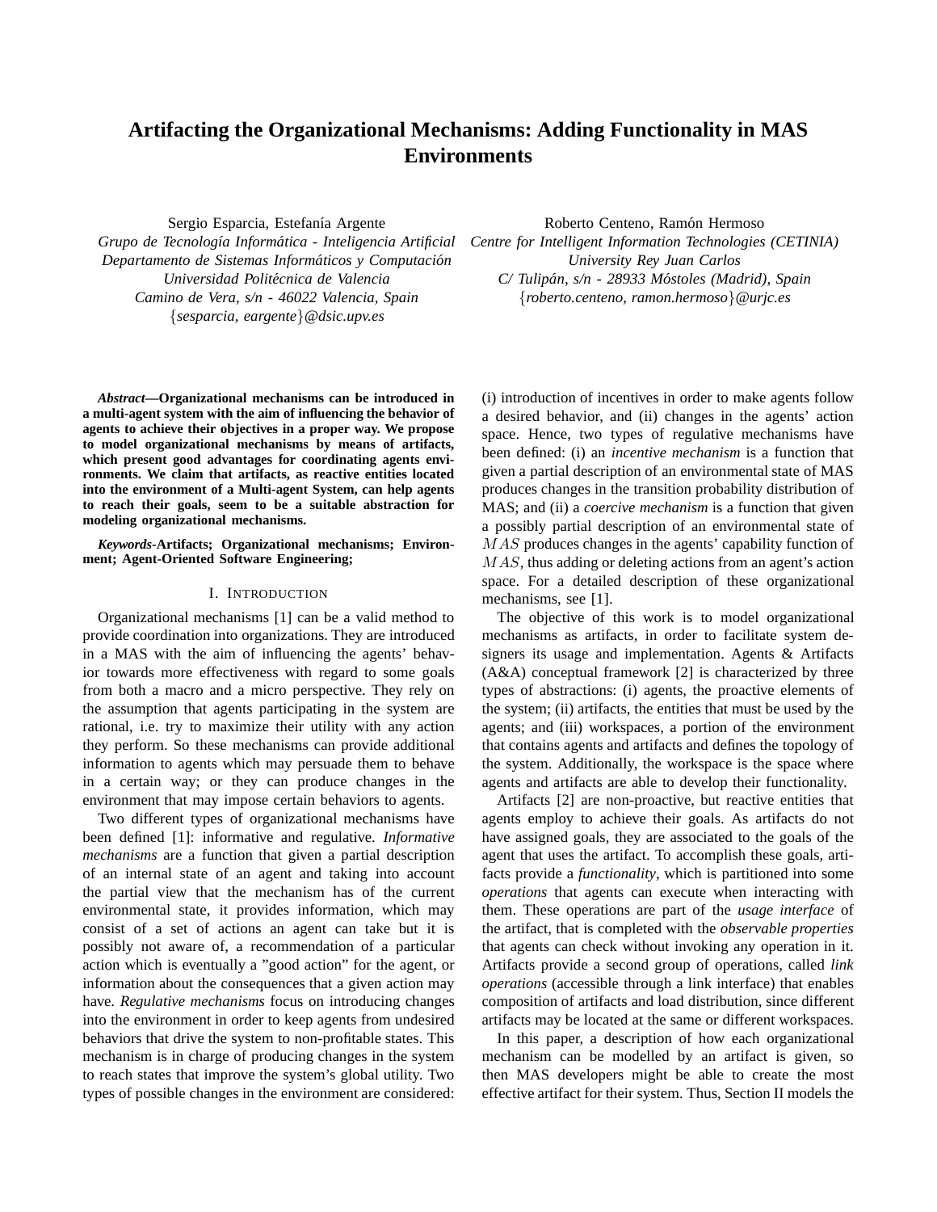# Artifacting the Organizational Mechanisms: Adding Functionality in MAS Environments

Sergio Esparcia, Estefanía Argente
*Grupo de Tecnología Informática - Inteligencia Artificial*
*Departamento de Sistemas Informáticos y Computación*
*Universidad Politécnica de Valencia*
*Camino de Vera, s/n - 46022 Valencia, Spain*
*{sesparcia, eargente}@dsic.upv.es*

Roberto Centeno, Ramón Hermoso
*Centre for Intelligent Information Technologies (CETINIA)*
*University Rey Juan Carlos*
*C/ Tulipán, s/n - 28933 Móstoles (Madrid), Spain*
*{roberto.centeno, ramon.hermoso}@urjc.es*

***Abstract*—Organizational mechanisms can be introduced in a multi-agent system with the aim of influencing the behavior of agents to achieve their objectives in a proper way. We propose to model organizational mechanisms by means of artifacts, which present good advantages for coordinating agents environments. We claim that artifacts, as reactive entities located into the environment of a Multi-agent System, can help agents to reach their goals, seem to be a suitable abstraction for modeling organizational mechanisms.**

***Keywords*-Artifacts; Organizational mechanisms; Environment; Agent-Oriented Software Engineering;**

## I. Introduction

Organizational mechanisms [1] can be a valid method to provide coordination into organizations. They are introduced in a MAS with the aim of influencing the agents' behavior towards more effectiveness with regard to some goals from both a macro and a micro perspective. They rely on the assumption that agents participating in the system are rational, i.e. try to maximize their utility with any action they perform. So these mechanisms can provide additional information to agents which may persuade them to behave in a certain way; or they can produce changes in the environment that may impose certain behaviors to agents.

Two different types of organizational mechanisms have been defined [1]: informative and regulative. *Informative mechanisms* are a function that given a partial description of an internal state of an agent and taking into account the partial view that the mechanism has of the current environmental state, it provides information, which may consist of a set of actions an agent can take but it is possibly not aware of, a recommendation of a particular action which is eventually a "good action" for the agent, or information about the consequences that a given action may have. *Regulative mechanisms* focus on introducing changes into the environment in order to keep agents from undesired behaviors that drive the system to non-profitable states. This mechanism is in charge of producing changes in the system to reach states that improve the system's global utility. Two types of possible changes in the environment are considered: (i) introduction of incentives in order to make agents follow a desired behavior, and (ii) changes in the agents' action space. Hence, two types of regulative mechanisms have been defined: (i) an *incentive mechanism* is a function that given a partial description of an environmental state of MAS produces changes in the transition probability distribution of MAS; and (ii) a *coercive mechanism* is a function that given a possibly partial description of an environmental state of $MAS$ produces changes in the agents' capability function of $MAS$, thus adding or deleting actions from an agent's action space. For a detailed description of these organizational mechanisms, see [1].

The objective of this work is to model organizational mechanisms as artifacts, in order to facilitate system designers its usage and implementation. Agents & Artifacts (A&A) conceptual framework [2] is characterized by three types of abstractions: (i) agents, the proactive elements of the system; (ii) artifacts, the entities that must be used by the agents; and (iii) workspaces, a portion of the environment that contains agents and artifacts and defines the topology of the system. Additionally, the workspace is the space where agents and artifacts are able to develop their functionality.

Artifacts [2] are non-proactive, but reactive entities that agents employ to achieve their goals. As artifacts do not have assigned goals, they are associated to the goals of the agent that uses the artifact. To accomplish these goals, artifacts provide a *functionality*, which is partitioned into some *operations* that agents can execute when interacting with them. These operations are part of the *usage interface* of the artifact, that is completed with the *observable properties* that agents can check without invoking any operation in it. Artifacts provide a second group of operations, called *link operations* (accessible through a link interface) that enables composition of artifacts and load distribution, since different artifacts may be located at the same or different workspaces.

In this paper, a description of how each organizational mechanism can be modelled by an artifact is given, so then MAS developers might be able to create the most effective artifact for their system. Thus, Section II models the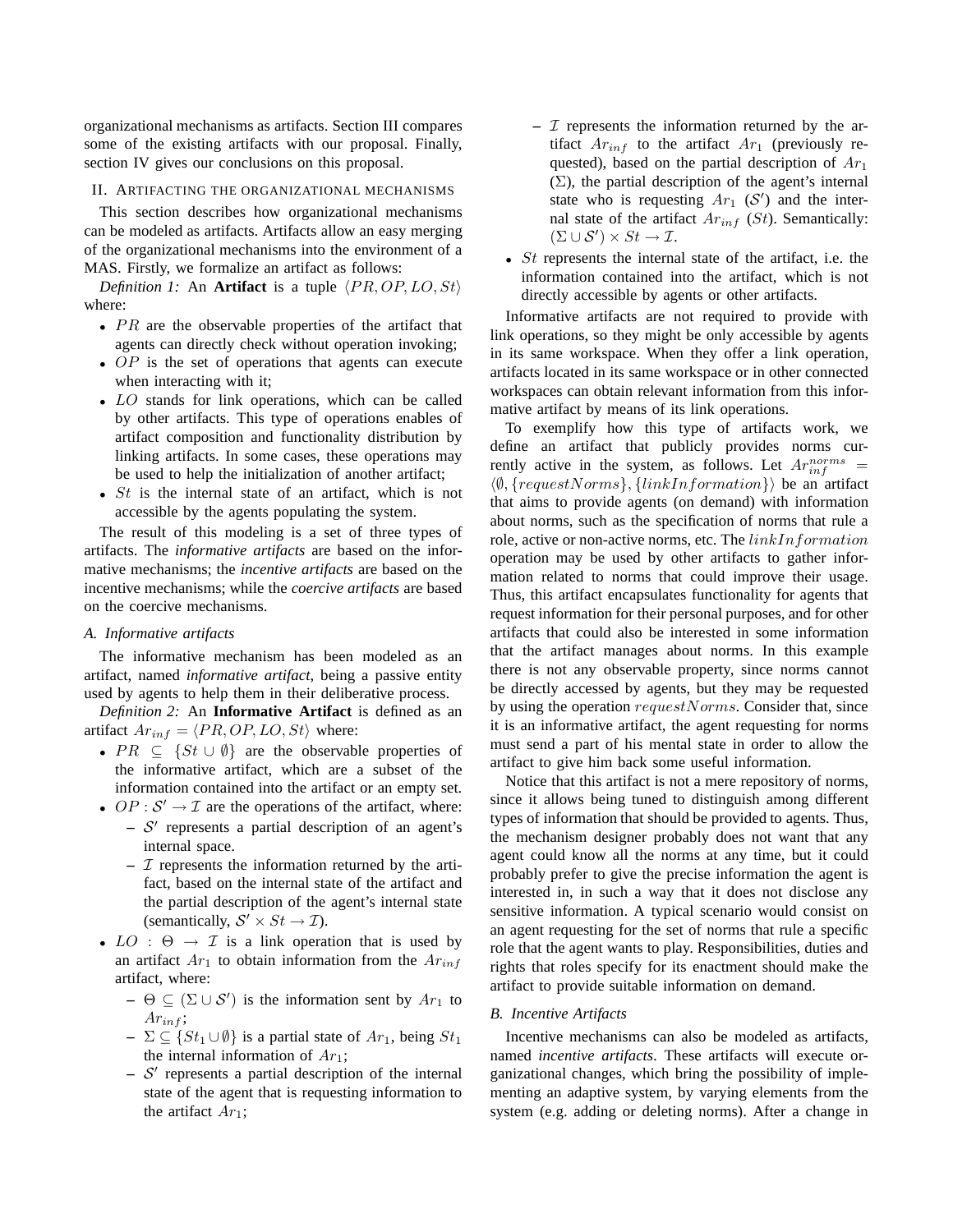organizational mechanisms as artifacts. Section III compares some of the existing artifacts with our proposal. Finally, section IV gives our conclusions on this proposal.

## II. Artifacting the organizational mechanisms

This section describes how organizational mechanisms can be modeled as artifacts. Artifacts allow an easy merging of the organizational mechanisms into the environment of a MAS. Firstly, we formalize an artifact as follows:

*Definition 1:* An **Artifact** is a tuple $\langle PR, OP, LO, St \rangle$ where:

- $PR$ are the observable properties of the artifact that agents can directly check without operation invoking;
- $OP$ is the set of operations that agents can execute when interacting with it;
- $LO$ stands for link operations, which can be called by other artifacts. This type of operations enables of artifact composition and functionality distribution by linking artifacts. In some cases, these operations may be used to help the initialization of another artifact;
- $St$ is the internal state of an artifact, which is not accessible by the agents populating the system.

The result of this modeling is a set of three types of artifacts. The *informative artifacts* are based on the informative mechanisms; the *incentive artifacts* are based on the incentive mechanisms; while the *coercive artifacts* are based on the coercive mechanisms.

### A. Informative artifacts

The informative mechanism has been modeled as an artifact, named *informative artifact*, being a passive entity used by agents to help them in their deliberative process.

*Definition 2:* An **Informative Artifact** is defined as an artifact $Ar_{inf} = \langle PR, OP, LO, St \rangle$ where:

- $PR \subseteq \{St \cup \emptyset\}$ are the observable properties of the informative artifact, which are a subset of the information contained into the artifact or an empty set.
- $OP : \mathcal{S}' \rightarrow \mathcal{I}$ are the operations of the artifact, where:
  - $\mathcal{S}'$ represents a partial description of an agent's internal space.
  - $\mathcal{I}$ represents the information returned by the artifact, based on the internal state of the artifact and the partial description of the agent's internal state (semantically, $\mathcal{S}' \times St \rightarrow \mathcal{I}$).
- $LO : \Theta \rightarrow \mathcal{I}$ is a link operation that is used by an artifact $Ar_1$ to obtain information from the $Ar_{inf}$ artifact, where:
  - $\Theta \subseteq (\Sigma \cup \mathcal{S}')$ is the information sent by $Ar_1$ to $Ar_{inf}$;
  - $\Sigma \subseteq \{St_1 \cup \emptyset\}$ is a partial state of $Ar_1$, being $St_1$ the internal information of $Ar_1$;
  - $\mathcal{S}'$ represents a partial description of the internal state of the agent that is requesting information to the artifact $Ar_1$;
  - $\mathcal{I}$ represents the information returned by the artifact $Ar_{inf}$ to the artifact $Ar_1$ (previously requested), based on the partial description of $Ar_1$ ($\Sigma$), the partial description of the agent's internal state who is requesting $Ar_1$ ($\mathcal{S}'$) and the internal state of the artifact $Ar_{inf}$ ($St$). Semantically: $(\Sigma \cup \mathcal{S}') \times St \rightarrow \mathcal{I}$.
- $St$ represents the internal state of the artifact, i.e. the information contained into the artifact, which is not directly accessible by agents or other artifacts.

Informative artifacts are not required to provide with link operations, so they might be only accessible by agents in its same workspace. When they offer a link operation, artifacts located in its same workspace or in other connected workspaces can obtain relevant information from this informative artifact by means of its link operations.

To exemplify how this type of artifacts work, we define an artifact that publicly provides norms currently active in the system, as follows. Let $Ar_{inf}^{norms} = \langle \emptyset, \{requestNorms\}, \{linkInformation\} \rangle$ be an artifact that aims to provide agents (on demand) with information about norms, such as the specification of norms that rule a role, active or non-active norms, etc. The $linkInformation$ operation may be used by other artifacts to gather information related to norms that could improve their usage. Thus, this artifact encapsulates functionality for agents that request information for their personal purposes, and for other artifacts that could also be interested in some information that the artifact manages about norms. In this example there is not any observable property, since norms cannot be directly accessed by agents, but they may be requested by using the operation $requestNorms$. Consider that, since it is an informative artifact, the agent requesting for norms must send a part of his mental state in order to allow the artifact to give him back some useful information.

Notice that this artifact is not a mere repository of norms, since it allows being tuned to distinguish among different types of information that should be provided to agents. Thus, the mechanism designer probably does not want that any agent could know all the norms at any time, but it could probably prefer to give the precise information the agent is interested in, in such a way that it does not disclose any sensitive information. A typical scenario would consist on an agent requesting for the set of norms that rule a specific role that the agent wants to play. Responsibilities, duties and rights that roles specify for its enactment should make the artifact to provide suitable information on demand.

### B. Incentive Artifacts

Incentive mechanisms can also be modeled as artifacts, named *incentive artifacts*. These artifacts will execute organizational changes, which bring the possibility of implementing an adaptive system, by varying elements from the system (e.g. adding or deleting norms). After a change in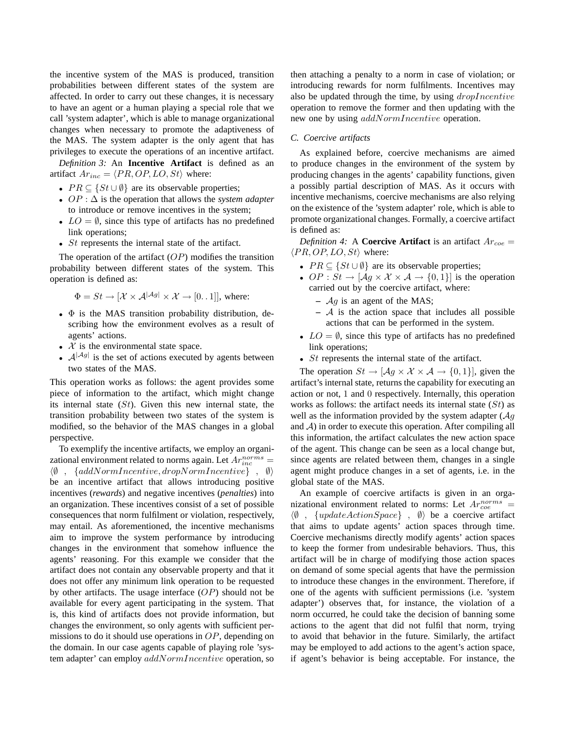the incentive system of the MAS is produced, transition probabilities between different states of the system are affected. In order to carry out these changes, it is necessary to have an agent or a human playing a special role that we call 'system adapter', which is able to manage organizational changes when necessary to promote the adaptiveness of the MAS. The system adapter is the only agent that has privileges to execute the operations of an incentive artifact.

*Definition 3:* An **Incentive Artifact** is defined as an artifact $Ar_{inc} = \langle PR, OP, LO, St \rangle$ where:

- $PR \subseteq \{St \cup \emptyset\}$ are its observable properties;
- $OP : \Delta$ is the operation that allows the *system adapter* to introduce or remove incentives in the system;
- $LO = \emptyset$, since this type of artifacts has no predefined link operations;
- $St$ represents the internal state of the artifact.

The operation of the artifact ($OP$) modifies the transition probability between different states of the system. This operation is defined as:

$$\Phi = St \rightarrow [\mathcal{X} \times \mathcal{A}^{|\mathcal{A}g|} \times \mathcal{X} \rightarrow [0..1]], \text{ where:}$$

- $\Phi$ is the MAS transition probability distribution, describing how the environment evolves as a result of agents' actions.
- $\mathcal{X}$ is the environmental state space.
- $\mathcal{A}^{|\mathcal{A}g|}$ is the set of actions executed by agents between two states of the MAS.

This operation works as follows: the agent provides some piece of information to the artifact, which might change its internal state ($St$). Given this new internal state, the transition probability between two states of the system is modified, so the behavior of the MAS changes in a global perspective.

To exemplify the incentive artifacts, we employ an organizational environment related to norms again. Let $Ar^{norms}_{inc} = \langle \emptyset \ , \ \{addNormIncentive, dropNormIncentive\} \ , \ \emptyset \rangle$ be an incentive artifact that allows introducing positive incentives (***rewards***) and negative incentives (***penalties***) into an organization. These incentives consist of a set of possible consequences that norm fulfilment or violation, respectively, may entail. As aforementioned, the incentive mechanisms aim to improve the system performance by introducing changes in the environment that somehow influence the agents' reasoning. For this example we consider that the artifact does not contain any observable property and that it does not offer any minimum link operation to be requested by other artifacts. The usage interface ($OP$) should not be available for every agent participating in the system. That is, this kind of artifacts does not provide information, but changes the environment, so only agents with sufficient permissions to do it should use operations in $OP$, depending on the domain. In our case agents capable of playing role 'system adapter' can employ $addNormIncentive$ operation, so then attaching a penalty to a norm in case of violation; or introducing rewards for norm fulfilments. Incentives may also be updated through the time, by using $dropIncentive$ operation to remove the former and then updating with the new one by using $addNormIncentive$ operation.

### C. Coercive artifacts

As explained before, coercive mechanisms are aimed to produce changes in the environment of the system by producing changes in the agents' capability functions, given a possibly partial description of MAS. As it occurs with incentive mechanisms, coercive mechanisms are also relying on the existence of the 'system adapter' role, which is able to promote organizational changes. Formally, a coercive artifact is defined as:

*Definition 4:* A **Coercive Artifact** is an artifact $Ar_{coe} = \langle PR, OP, LO, St \rangle$ where:

- $PR \subseteq \{St \cup \emptyset\}$ are its observable properties;
- $OP : St \rightarrow [\mathcal{A}g \times \mathcal{X} \times \mathcal{A} \rightarrow \{0, 1\}]$ is the operation carried out by the coercive artifact, where:
  - $\mathcal{A}g$ is an agent of the MAS;
  - $\mathcal{A}$ is the action space that includes all possible actions that can be performed in the system.
- $LO = \emptyset$, since this type of artifacts has no predefined link operations;
- $St$ represents the internal state of the artifact.

The operation $St \rightarrow [\mathcal{A}g \times \mathcal{X} \times \mathcal{A} \rightarrow \{0, 1\}]$, given the artifact's internal state, returns the capability for executing an action or not, $1$ and $0$ respectively. Internally, this operation works as follows: the artifact needs its internal state ($St$) as well as the information provided by the system adapter ($\mathcal{A}g$ and $\mathcal{A}$) in order to execute this operation. After compiling all this information, the artifact calculates the new action space of the agent. This change can be seen as a local change but, since agents are related between them, changes in a single agent might produce changes in a set of agents, i.e. in the global state of the MAS.

An example of coercive artifacts is given in an organizational environment related to norms: Let $Ar^{norms}_{coe} = \langle \emptyset \ , \ \{updateActionSpace\} \ , \ \emptyset \rangle$ be a coercive artifact that aims to update agents' action spaces through time. Coercive mechanisms directly modify agents' action spaces to keep the former from undesirable behaviors. Thus, this artifact will be in charge of modifying those action spaces on demand of some special agents that have the permission to introduce these changes in the environment. Therefore, if one of the agents with sufficient permissions (i.e. 'system adapter') observes that, for instance, the violation of a norm occurred, he could take the decision of banning some actions to the agent that did not fulfil that norm, trying to avoid that behavior in the future. Similarly, the artifact may be employed to add actions to the agent's action space, if agent's behavior is being acceptable. For instance, the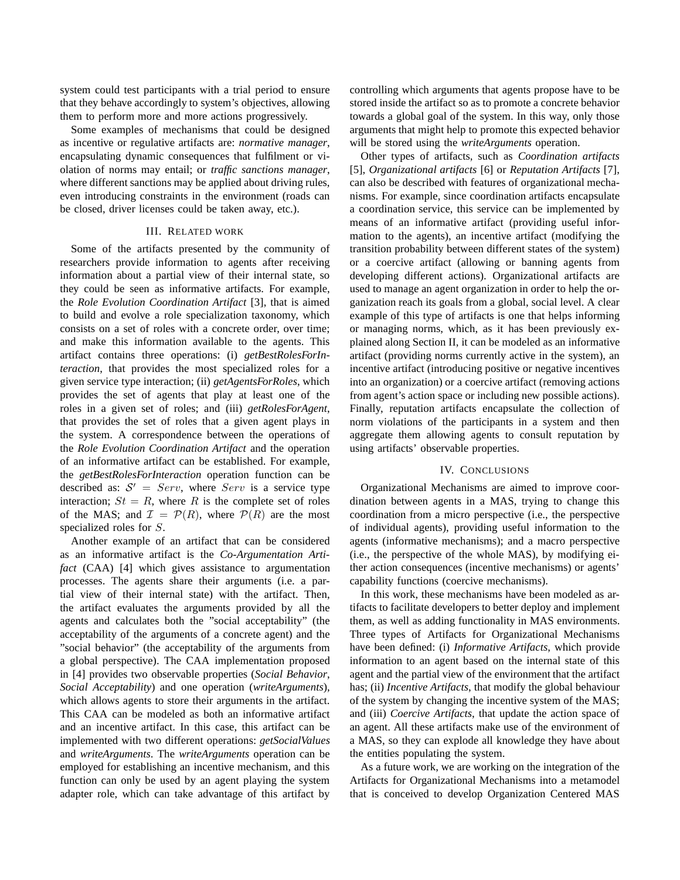system could test participants with a trial period to ensure that they behave accordingly to system's objectives, allowing them to perform more and more actions progressively.

Some examples of mechanisms that could be designed as incentive or regulative artifacts are: *normative manager*, encapsulating dynamic consequences that fulfilment or violation of norms may entail; or *traffic sanctions manager*, where different sanctions may be applied about driving rules, even introducing constraints in the environment (roads can be closed, driver licenses could be taken away, etc.).

## III. Related work

Some of the artifacts presented by the community of researchers provide information to agents after receiving information about a partial view of their internal state, so they could be seen as informative artifacts. For example, the *Role Evolution Coordination Artifact* [3], that is aimed to build and evolve a role specialization taxonomy, which consists on a set of roles with a concrete order, over time; and make this information available to the agents. This artifact contains three operations: (i) *getBestRolesForInteraction*, that provides the most specialized roles for a given service type interaction; (ii) *getAgentsForRoles*, which provides the set of agents that play at least one of the roles in a given set of roles; and (iii) *getRolesForAgent*, that provides the set of roles that a given agent plays in the system. A correspondence between the operations of the *Role Evolution Coordination Artifact* and the operation of an informative artifact can be established. For example, the *getBestRolesForInteraction* operation function can be described as: $\mathcal{S}' = Serv$, where $Serv$ is a service type interaction; $St = R$, where $R$ is the complete set of roles of the MAS; and $\mathcal{I} = \mathcal{P}(R)$, where $\mathcal{P}(R)$ are the most specialized roles for $S$.

Another example of an artifact that can be considered as an informative artifact is the *Co-Argumentation Artifact* (CAA) [4] which gives assistance to argumentation processes. The agents share their arguments (i.e. a partial view of their internal state) with the artifact. Then, the artifact evaluates the arguments provided by all the agents and calculates both the "social acceptability" (the acceptability of the arguments of a concrete agent) and the "social behavior" (the acceptability of the arguments from a global perspective). The CAA implementation proposed in [4] provides two observable properties (*Social Behavior*, *Social Acceptability*) and one operation (*writeArguments*), which allows agents to store their arguments in the artifact. This CAA can be modeled as both an informative artifact and an incentive artifact. In this case, this artifact can be implemented with two different operations: *getSocialValues* and *writeArguments*. The *writeArguments* operation can be employed for establishing an incentive mechanism, and this function can only be used by an agent playing the system adapter role, which can take advantage of this artifact by controlling which arguments that agents propose have to be stored inside the artifact so as to promote a concrete behavior towards a global goal of the system. In this way, only those arguments that might help to promote this expected behavior will be stored using the *writeArguments* operation.

Other types of artifacts, such as *Coordination artifacts* [5], *Organizational artifacts* [6] or *Reputation Artifacts* [7], can also be described with features of organizational mechanisms. For example, since coordination artifacts encapsulate a coordination service, this service can be implemented by means of an informative artifact (providing useful information to the agents), an incentive artifact (modifying the transition probability between different states of the system) or a coercive artifact (allowing or banning agents from developing different actions). Organizational artifacts are used to manage an agent organization in order to help the organization reach its goals from a global, social level. A clear example of this type of artifacts is one that helps informing or managing norms, which, as it has been previously explained along Section II, it can be modeled as an informative artifact (providing norms currently active in the system), an incentive artifact (introducing positive or negative incentives into an organization) or a coercive artifact (removing actions from agent's action space or including new possible actions). Finally, reputation artifacts encapsulate the collection of norm violations of the participants in a system and then aggregate them allowing agents to consult reputation by using artifacts' observable properties.

## IV. Conclusions

Organizational Mechanisms are aimed to improve coordination between agents in a MAS, trying to change this coordination from a micro perspective (i.e., the perspective of individual agents), providing useful information to the agents (informative mechanisms); and a macro perspective (i.e., the perspective of the whole MAS), by modifying either action consequences (incentive mechanisms) or agents' capability functions (coercive mechanisms).

In this work, these mechanisms have been modeled as artifacts to facilitate developers to better deploy and implement them, as well as adding functionality in MAS environments. Three types of Artifacts for Organizational Mechanisms have been defined: (i) *Informative Artifacts*, which provide information to an agent based on the internal state of this agent and the partial view of the environment that the artifact has; (ii) *Incentive Artifacts*, that modify the global behaviour of the system by changing the incentive system of the MAS; and (iii) *Coercive Artifacts*, that update the action space of an agent. All these artifacts make use of the environment of a MAS, so they can explode all knowledge they have about the entities populating the system.

As a future work, we are working on the integration of the Artifacts for Organizational Mechanisms into a metamodel that is conceived to develop Organization Centered MAS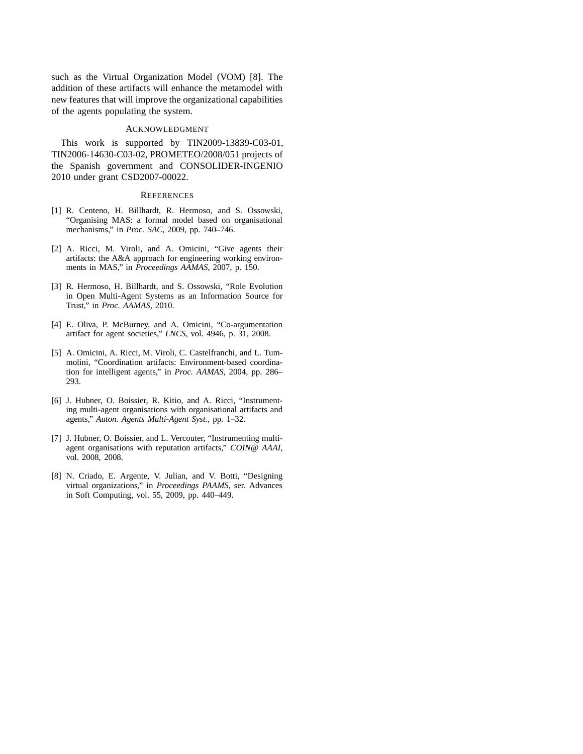such as the Virtual Organization Model (VOM) [8]. The addition of these artifacts will enhance the metamodel with new features that will improve the organizational capabilities of the agents populating the system.

## Acknowledgment

This work is supported by TIN2009-13839-C03-01, TIN2006-14630-C03-02, PROMETEO/2008/051 projects of the Spanish government and CONSOLIDER-INGENIO 2010 under grant CSD2007-00022.

## References

[1] R. Centeno, H. Billhardt, R. Hermoso, and S. Ossowski, "Organising MAS: a formal model based on organisational mechanisms," in *Proc. SAC*, 2009, pp. 740–746.

[2] A. Ricci, M. Viroli, and A. Omicini, "Give agents their artifacts: the A&A approach for engineering working environments in MAS," in *Proceedings AAMAS*, 2007, p. 150.

[3] R. Hermoso, H. Billhardt, and S. Ossowski, "Role Evolution in Open Multi-Agent Systems as an Information Source for Trust," in *Proc. AAMAS*, 2010.

[4] E. Oliva, P. McBurney, and A. Omicini, "Co-argumentation artifact for agent societies," *LNCS*, vol. 4946, p. 31, 2008.

[5] A. Omicini, A. Ricci, M. Viroli, C. Castelfranchi, and L. Tummolini, "Coordination artifacts: Environment-based coordination for intelligent agents," in *Proc. AAMAS*, 2004, pp. 286–293.

[6] J. Hubner, O. Boissier, R. Kitio, and A. Ricci, "Instrumenting multi-agent organisations with organisational artifacts and agents," *Auton. Agents Multi-Agent Syst.*, pp. 1–32.

[7] J. Hubner, O. Boissier, and L. Vercouter, "Instrumenting multi-agent organisations with reputation artifacts," *COIN@ AAAI*, vol. 2008, 2008.

[8] N. Criado, E. Argente, V. Julian, and V. Botti, "Designing virtual organizations," in *Proceedings PAAMS*, ser. Advances in Soft Computing, vol. 55, 2009, pp. 440–449.